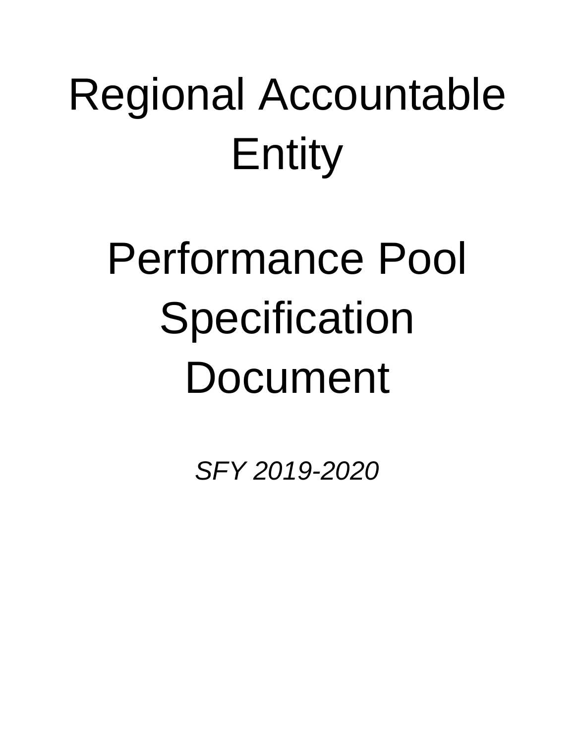# Regional Accountable Entity

# Performance Pool Specification Document

*SFY 2019-2020*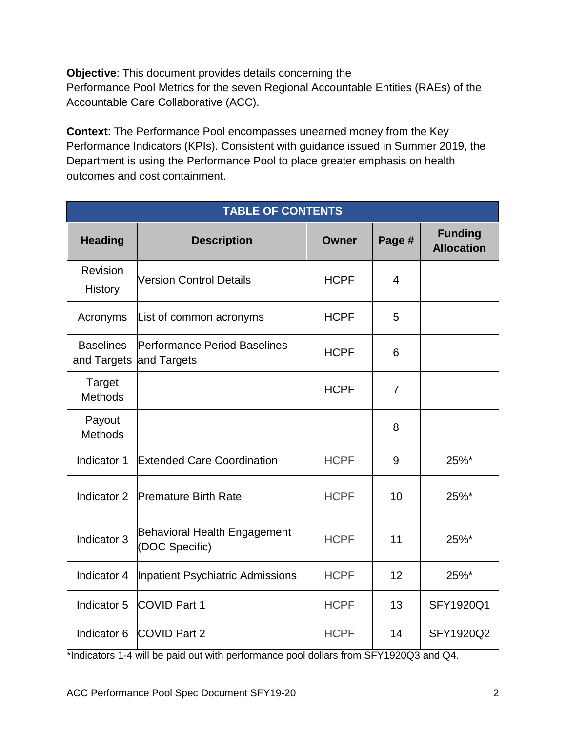**Objective**: This document provides details concerning the Performance Pool Metrics for the seven Regional Accountable Entities (RAEs) of the Accountable Care Collaborative (ACC).

**Context**: The Performance Pool encompasses unearned money from the Key Performance Indicators (KPIs). Consistent with guidance issued in Summer 2019, the Department is using the Performance Pool to place greater emphasis on health outcomes and cost containment.

| TABLE OF CONTENTS | | | | |
|---|---|---|---|---|
| **Heading** | **Description** | **Owner** | **Page #** | **Funding Allocation** |
| Revision History | Version Control Details | HCPF | 4 | |
| Acronyms | List of common acronyms | HCPF | 5 | |
| Baselines and Targets | Performance Period Baselines and Targets | HCPF | 6 | |
| Target Methods | | HCPF | 7 | |
| Payout Methods | | | 8 | |
| Indicator 1 | Extended Care Coordination | HCPF | 9 | 25%* |
| Indicator 2 | Premature Birth Rate | HCPF | 10 | 25%* |
| Indicator 3 | Behavioral Health Engagement (DOC Specific) | HCPF | 11 | 25%* |
| Indicator 4 | Inpatient Psychiatric Admissions | HCPF | 12 | 25%* |
| Indicator 5 | COVID Part 1 | HCPF | 13 | SFY1920Q1 |
| Indicator 6 | COVID Part 2 | HCPF | 14 | SFY1920Q2 |

*Indicators 1-4 will be paid out with performance pool dollars from SFY1920Q3 and Q4.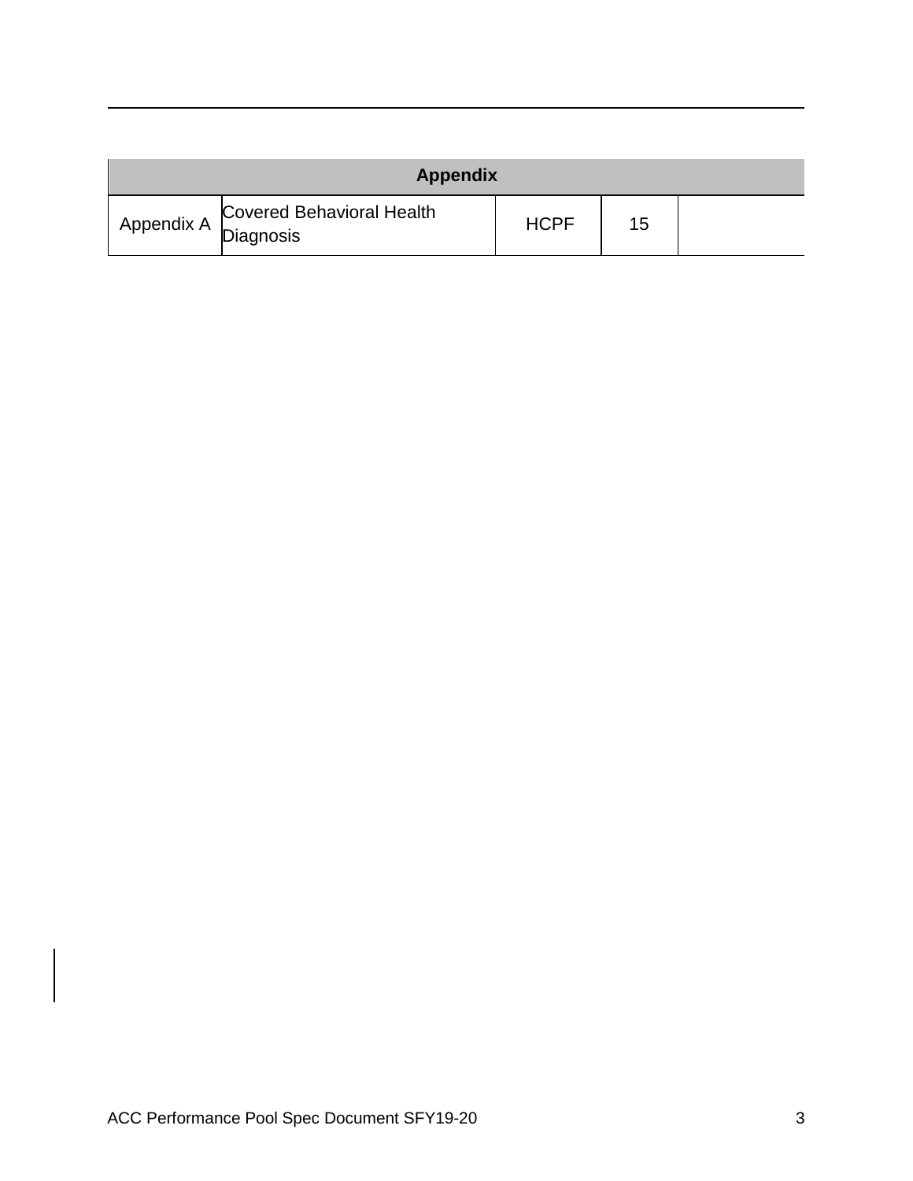| Appendix | | | | |
|---|---|---|---|---|
| Appendix A | Covered Behavioral Health Diagnosis | HCPF | 15 | |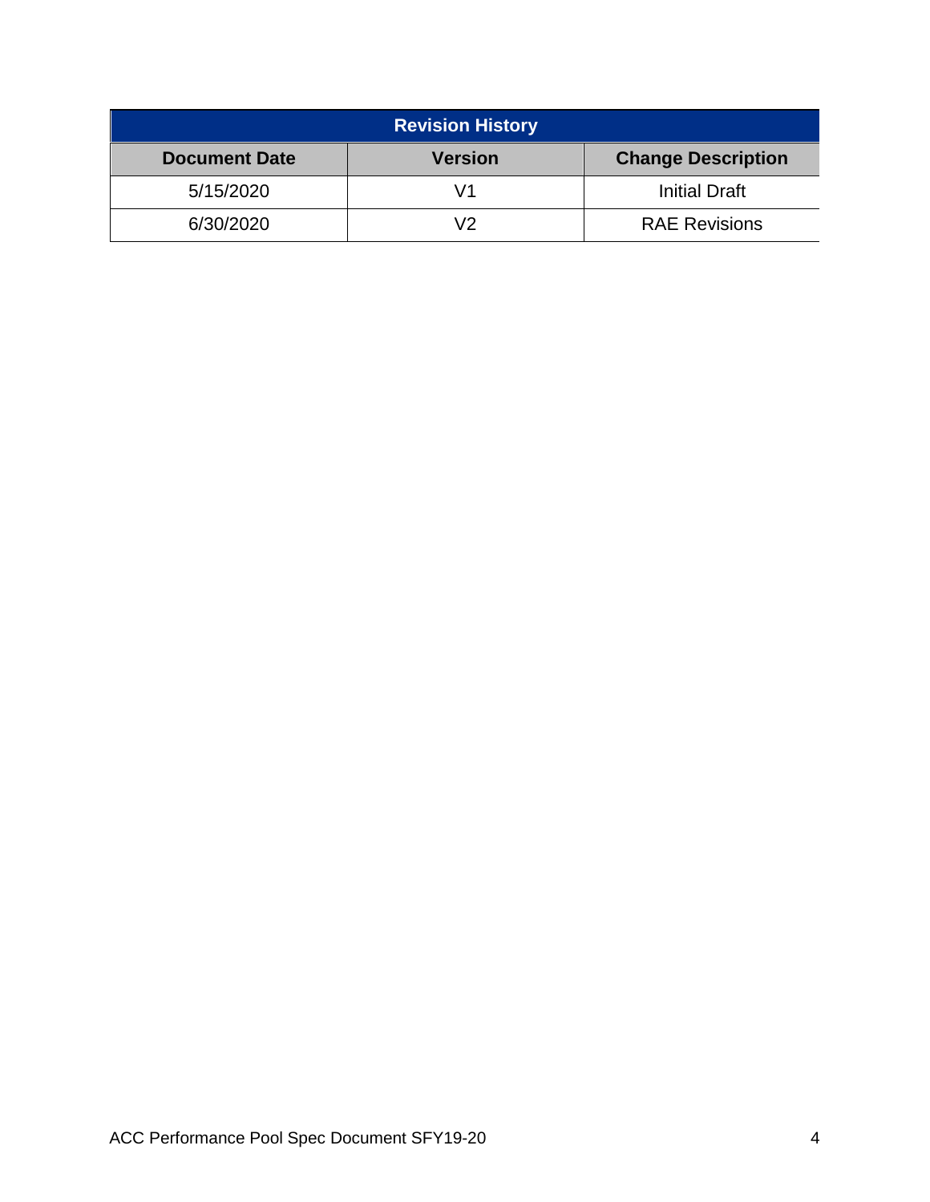| Revision History | | |
| --- | --- | --- |
| **Document Date** | **Version** | **Change Description** |
| 5/15/2020 | V1 | Initial Draft |
| 6/30/2020 | V2 | RAE Revisions |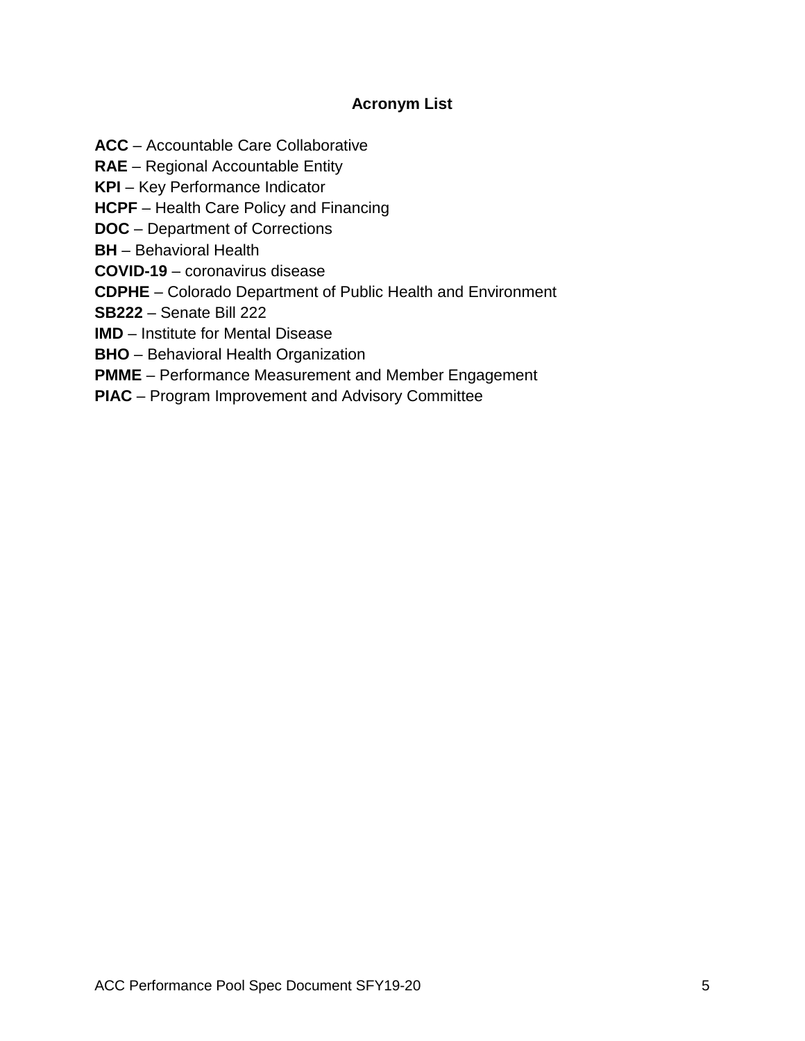## Acronym List

**ACC** – Accountable Care Collaborative
**RAE** – Regional Accountable Entity
**KPI** – Key Performance Indicator
**HCPF** – Health Care Policy and Financing
**DOC** – Department of Corrections
**BH** – Behavioral Health
**COVID-19** – coronavirus disease
**CDPHE** – Colorado Department of Public Health and Environment
**SB222** – Senate Bill 222
**IMD** – Institute for Mental Disease
**BHO** – Behavioral Health Organization
**PMME** – Performance Measurement and Member Engagement
**PIAC** – Program Improvement and Advisory Committee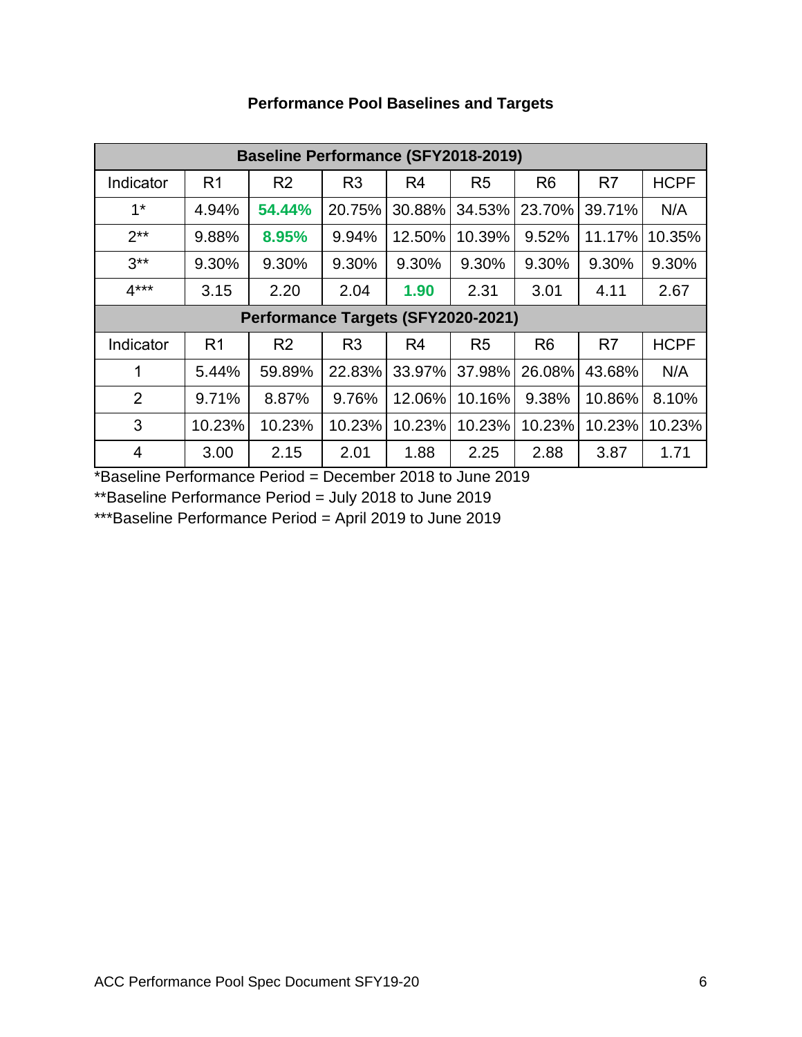## Performance Pool Baselines and Targets

| Baseline Performance (SFY2018-2019) | | | | | | | | |
|---|---|---|---|---|---|---|---|---|
| Indicator | R1 | R2 | R3 | R4 | R5 | R6 | R7 | HCPF |
| 1* | 4.94% | **54.44%** | 20.75% | 30.88% | 34.53% | 23.70% | 39.71% | N/A |
| 2** | 9.88% | **8.95%** | 9.94% | 12.50% | 10.39% | 9.52% | 11.17% | 10.35% |
| 3** | 9.30% | 9.30% | 9.30% | 9.30% | 9.30% | 9.30% | 9.30% | 9.30% |
| 4*** | 3.15 | 2.20 | 2.04 | **1.90** | 2.31 | 3.01 | 4.11 | 2.67 |
| **Performance Targets (SFY2020-2021)** | | | | | | | | |
| Indicator | R1 | R2 | R3 | R4 | R5 | R6 | R7 | HCPF |
| 1 | 5.44% | 59.89% | 22.83% | 33.97% | 37.98% | 26.08% | 43.68% | N/A |
| 2 | 9.71% | 8.87% | 9.76% | 12.06% | 10.16% | 9.38% | 10.86% | 8.10% |
| 3 | 10.23% | 10.23% | 10.23% | 10.23% | 10.23% | 10.23% | 10.23% | 10.23% |
| 4 | 3.00 | 2.15 | 2.01 | 1.88 | 2.25 | 2.88 | 3.87 | 1.71 |

*Baseline Performance Period = December 2018 to June 2019

**Baseline Performance Period = July 2018 to June 2019

***Baseline Performance Period = April 2019 to June 2019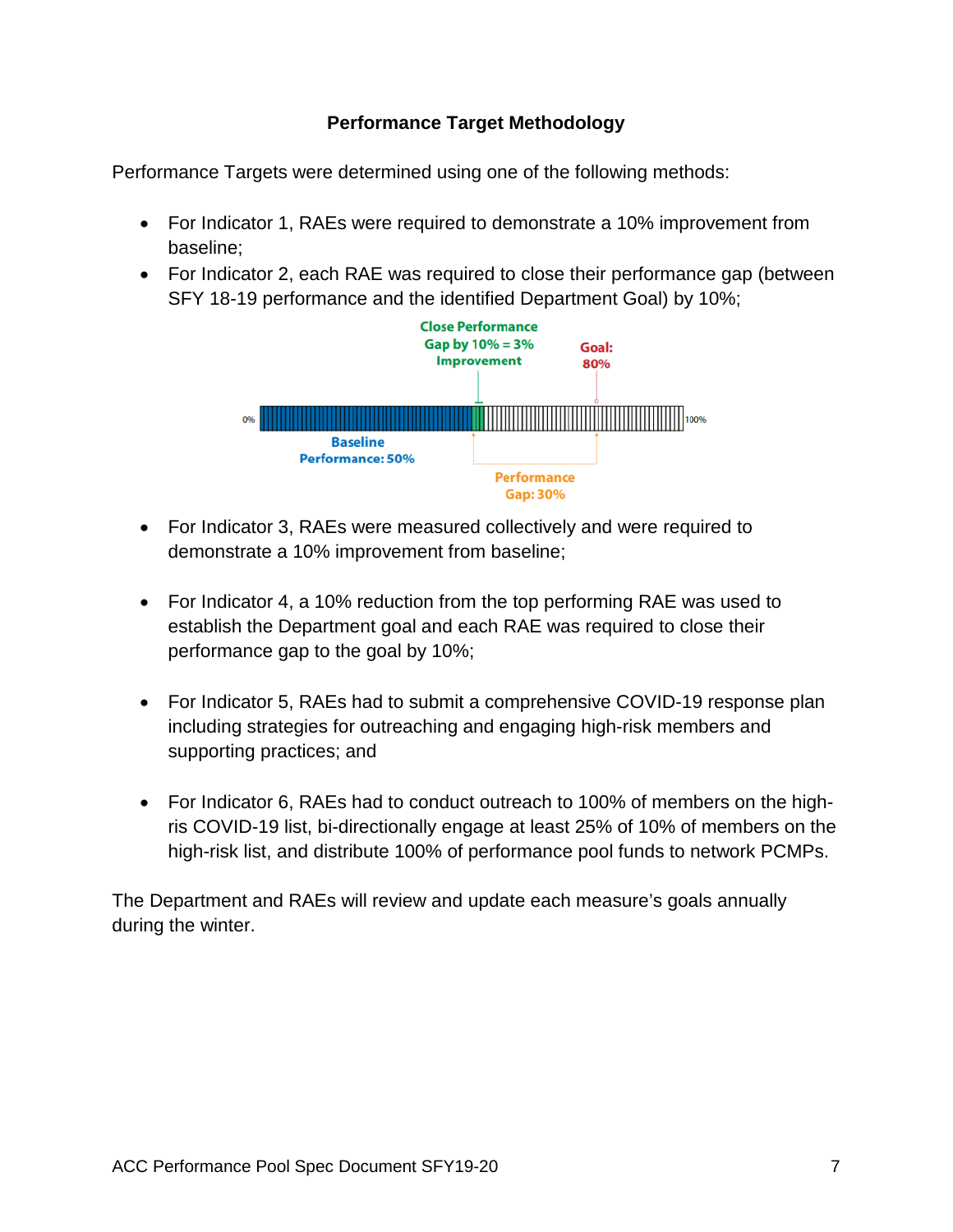**Performance Target Methodology**

Performance Targets were determined using one of the following methods:

- For Indicator 1, RAEs were required to demonstrate a 10% improvement from baseline;
- For Indicator 2, each RAE was required to close their performance gap (between SFY 18-19 performance and the identified Department Goal) by 10%;

Close Performance Gap by 10% = 3% Improvement

Goal: 80%

0%

100%

Baseline Performance: 50%

Performance Gap: 30%

- For Indicator 3, RAEs were measured collectively and were required to demonstrate a 10% improvement from baseline;

- For Indicator 4, a 10% reduction from the top performing RAE was used to establish the Department goal and each RAE was required to close their performance gap to the goal by 10%;

- For Indicator 5, RAEs had to submit a comprehensive COVID-19 response plan including strategies for outreaching and engaging high-risk members and supporting practices; and

- For Indicator 6, RAEs had to conduct outreach to 100% of members on the high-ris COVID-19 list, bi-directionally engage at least 25% of 10% of members on the high-risk list, and distribute 100% of performance pool funds to network PCMPs.

The Department and RAEs will review and update each measure's goals annually during the winter.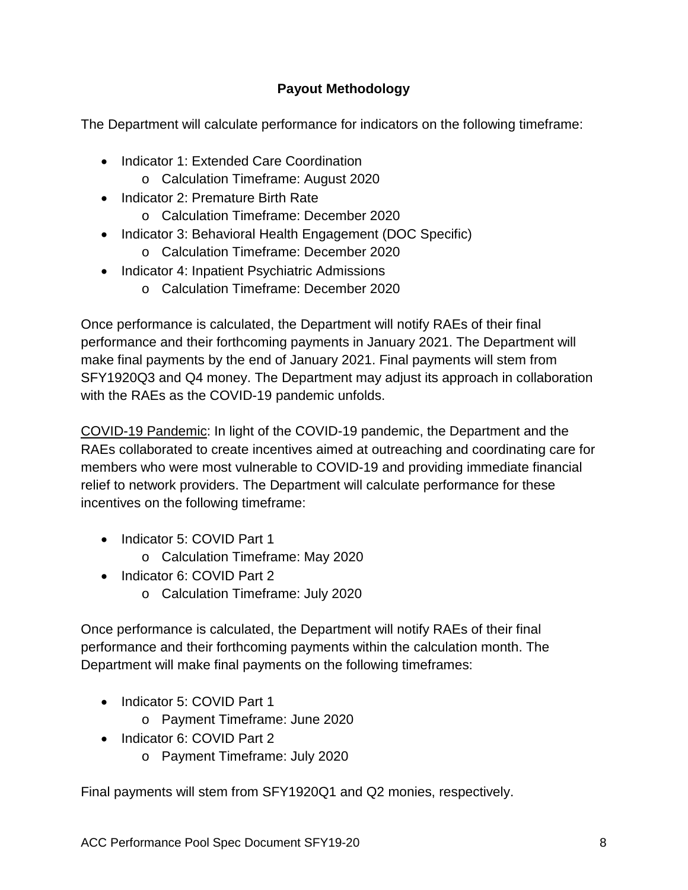## Payout Methodology

The Department will calculate performance for indicators on the following timeframe:

- Indicator 1: Extended Care Coordination
  - Calculation Timeframe: August 2020
- Indicator 2: Premature Birth Rate
  - Calculation Timeframe: December 2020
- Indicator 3: Behavioral Health Engagement (DOC Specific)
  - Calculation Timeframe: December 2020
- Indicator 4: Inpatient Psychiatric Admissions
  - Calculation Timeframe: December 2020

Once performance is calculated, the Department will notify RAEs of their final performance and their forthcoming payments in January 2021. The Department will make final payments by the end of January 2021. Final payments will stem from SFY1920Q3 and Q4 money. The Department may adjust its approach in collaboration with the RAEs as the COVID-19 pandemic unfolds.

<u>COVID-19 Pandemic</u>: In light of the COVID-19 pandemic, the Department and the RAEs collaborated to create incentives aimed at outreaching and coordinating care for members who were most vulnerable to COVID-19 and providing immediate financial relief to network providers. The Department will calculate performance for these incentives on the following timeframe:

- Indicator 5: COVID Part 1
  - Calculation Timeframe: May 2020
- Indicator 6: COVID Part 2
  - Calculation Timeframe: July 2020

Once performance is calculated, the Department will notify RAEs of their final performance and their forthcoming payments within the calculation month. The Department will make final payments on the following timeframes:

- Indicator 5: COVID Part 1
  - Payment Timeframe: June 2020
- Indicator 6: COVID Part 2
  - Payment Timeframe: July 2020

Final payments will stem from SFY1920Q1 and Q2 monies, respectively.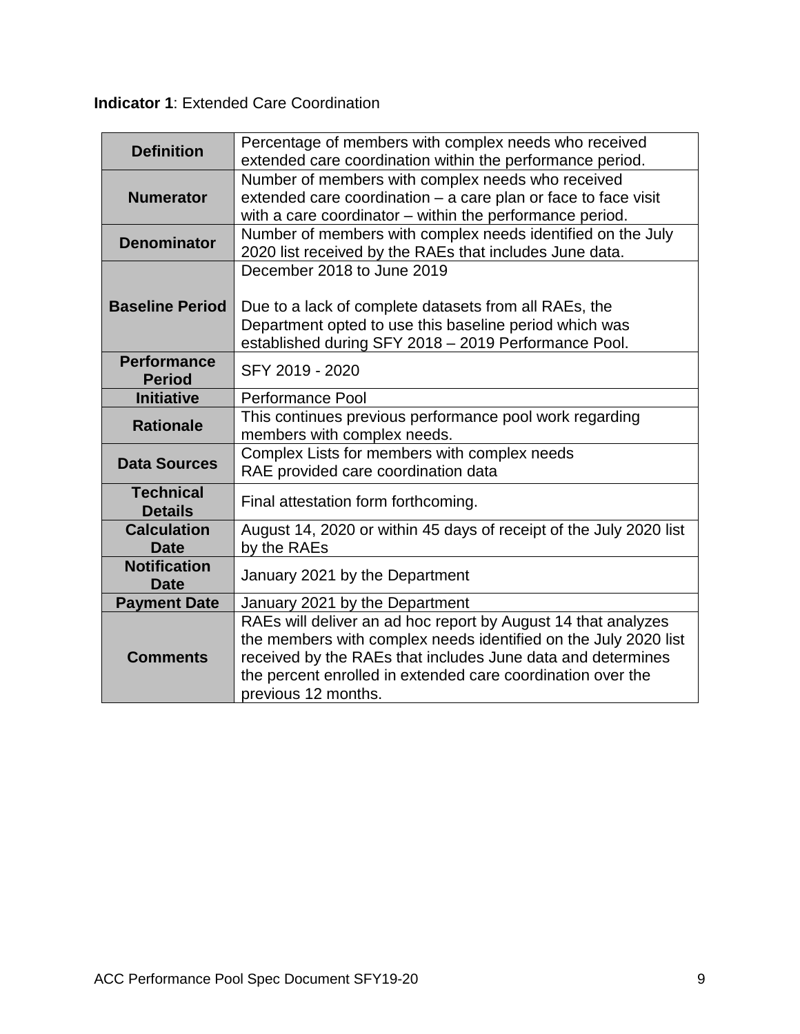**Indicator 1**: Extended Care Coordination

| | |
|---|---|
| **Definition** | Percentage of members with complex needs who received extended care coordination within the performance period. |
| **Numerator** | Number of members with complex needs who received extended care coordination – a care plan or face to face visit with a care coordinator – within the performance period. |
| **Denominator** | Number of members with complex needs identified on the July 2020 list received by the RAEs that includes June data. |
| **Baseline Period** | December 2018 to June 2019<br><br>Due to a lack of complete datasets from all RAEs, the Department opted to use this baseline period which was established during SFY 2018 – 2019 Performance Pool. |
| **Performance Period** | SFY 2019 - 2020 |
| **Initiative** | Performance Pool |
| **Rationale** | This continues previous performance pool work regarding members with complex needs. |
| **Data Sources** | Complex Lists for members with complex needs<br>RAE provided care coordination data |
| **Technical Details** | Final attestation form forthcoming. |
| **Calculation Date** | August 14, 2020 or within 45 days of receipt of the July 2020 list by the RAEs |
| **Notification Date** | January 2021 by the Department |
| **Payment Date** | January 2021 by the Department |
| **Comments** | RAEs will deliver an ad hoc report by August 14 that analyzes the members with complex needs identified on the July 2020 list received by the RAEs that includes June data and determines the percent enrolled in extended care coordination over the previous 12 months. |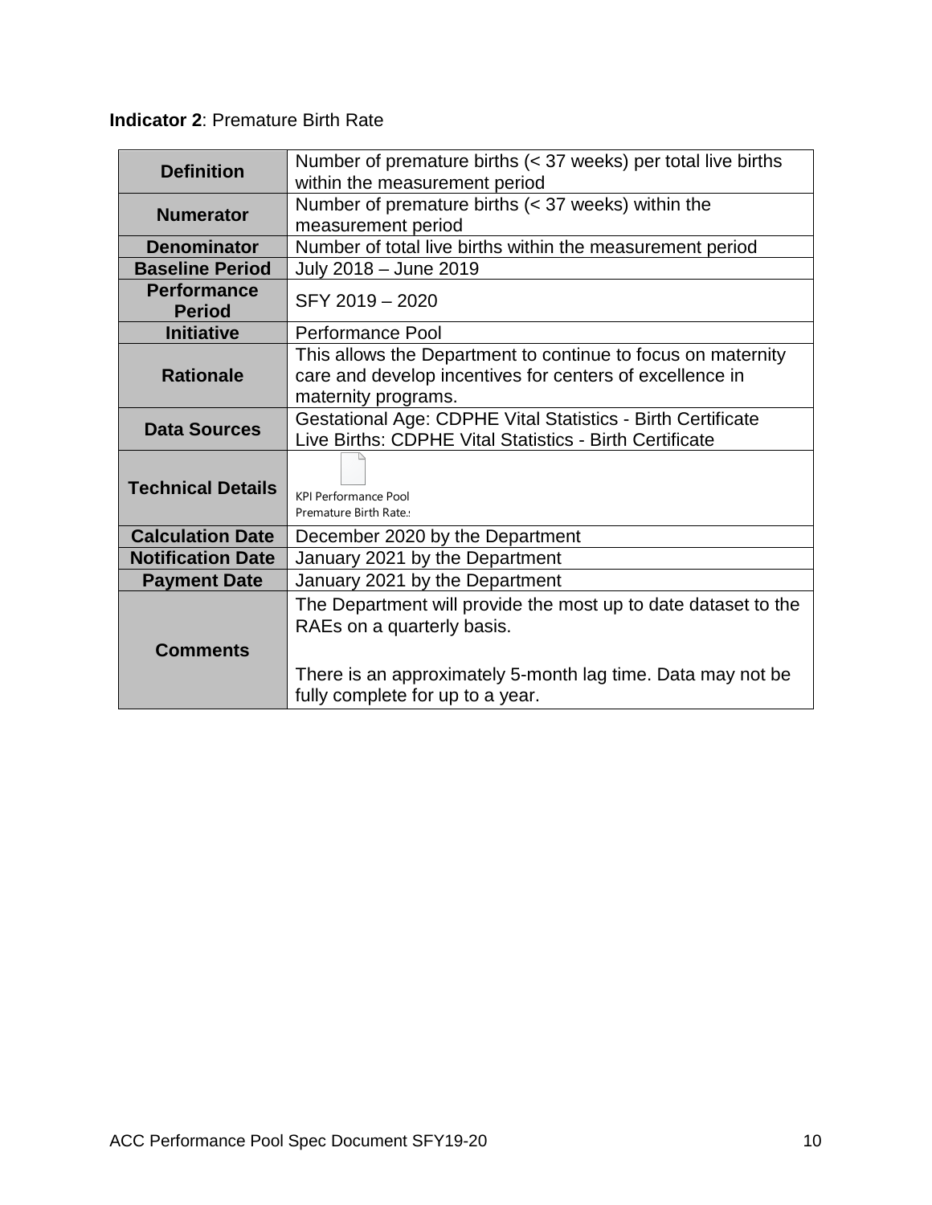**Indicator 2**: Premature Birth Rate

| | |
|---|---|
| **Definition** | Number of premature births (< 37 weeks) per total live births within the measurement period |
| **Numerator** | Number of premature births (< 37 weeks) within the measurement period |
| **Denominator** | Number of total live births within the measurement period |
| **Baseline Period** | July 2018 – June 2019 |
| **Performance Period** | SFY 2019 – 2020 |
| **Initiative** | Performance Pool |
| **Rationale** | This allows the Department to continue to focus on maternity care and develop incentives for centers of excellence in maternity programs. |
| **Data Sources** | Gestational Age: CDPHE Vital Statistics - Birth Certificate<br>Live Births: CDPHE Vital Statistics - Birth Certificate |
| **Technical Details** | KPI Performance Pool Premature Birth Rate.: |
| **Calculation Date** | December 2020 by the Department |
| **Notification Date** | January 2021 by the Department |
| **Payment Date** | January 2021 by the Department |
| **Comments** | The Department will provide the most up to date dataset to the RAEs on a quarterly basis.<br><br>There is an approximately 5-month lag time. Data may not be fully complete for up to a year. |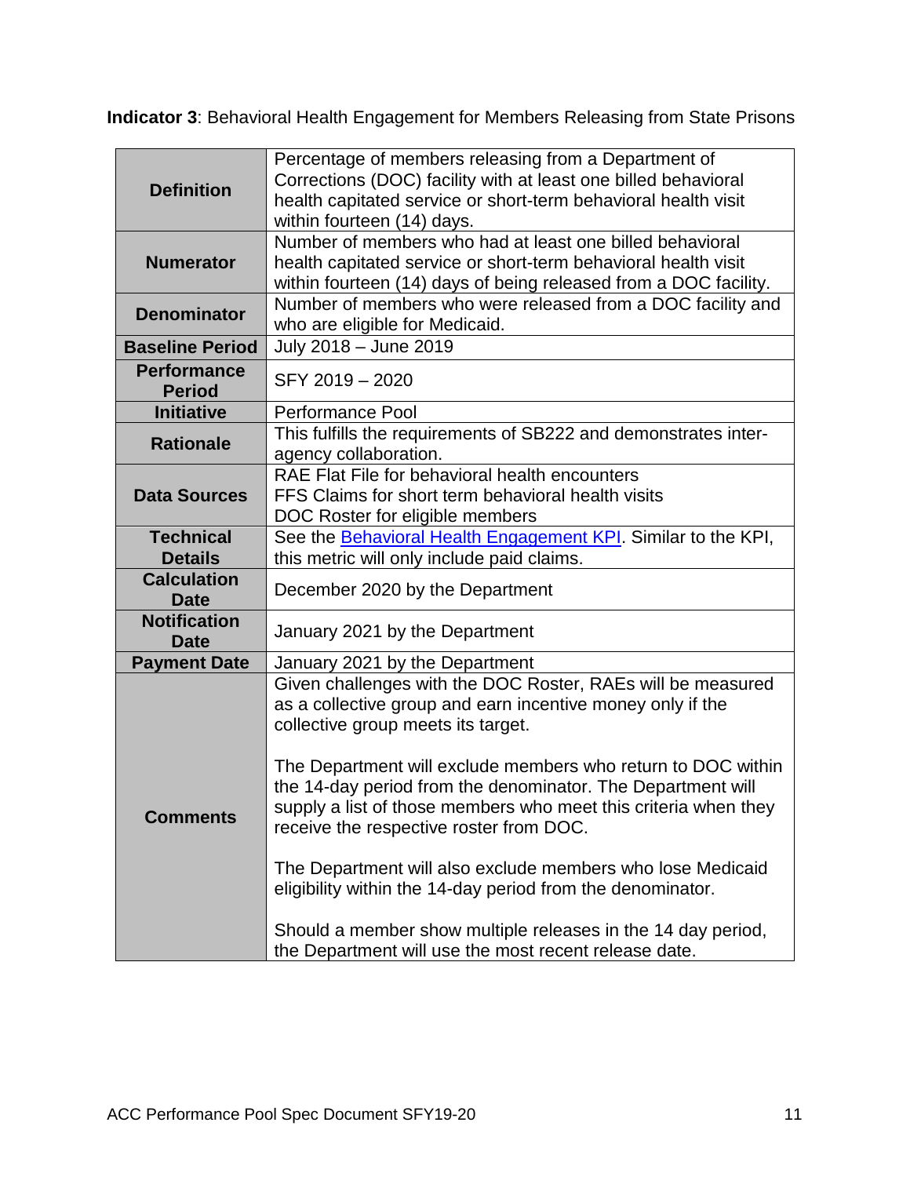**Indicator 3**: Behavioral Health Engagement for Members Releasing from State Prisons

| | |
|---|---|
| **Definition** | Percentage of members releasing from a Department of Corrections (DOC) facility with at least one billed behavioral health capitated service or short-term behavioral health visit within fourteen (14) days. |
| **Numerator** | Number of members who had at least one billed behavioral health capitated service or short-term behavioral health visit within fourteen (14) days of being released from a DOC facility. |
| **Denominator** | Number of members who were released from a DOC facility and who are eligible for Medicaid. |
| **Baseline Period** | July 2018 – June 2019 |
| **Performance Period** | SFY 2019 – 2020 |
| **Initiative** | Performance Pool |
| **Rationale** | This fulfills the requirements of SB222 and demonstrates inter-agency collaboration. |
| **Data Sources** | RAE Flat File for behavioral health encounters<br>FFS Claims for short term behavioral health visits<br>DOC Roster for eligible members |
| **Technical Details** | See the [Behavioral Health Engagement KPI](). Similar to the KPI, this metric will only include paid claims. |
| **Calculation Date** | December 2020 by the Department |
| **Notification Date** | January 2021 by the Department |
| **Payment Date** | January 2021 by the Department |
| **Comments** | Given challenges with the DOC Roster, RAEs will be measured as a collective group and earn incentive money only if the collective group meets its target.<br><br>The Department will exclude members who return to DOC within the 14-day period from the denominator. The Department will supply a list of those members who meet this criteria when they receive the respective roster from DOC.<br><br>The Department will also exclude members who lose Medicaid eligibility within the 14-day period from the denominator.<br><br>Should a member show multiple releases in the 14 day period, the Department will use the most recent release date. |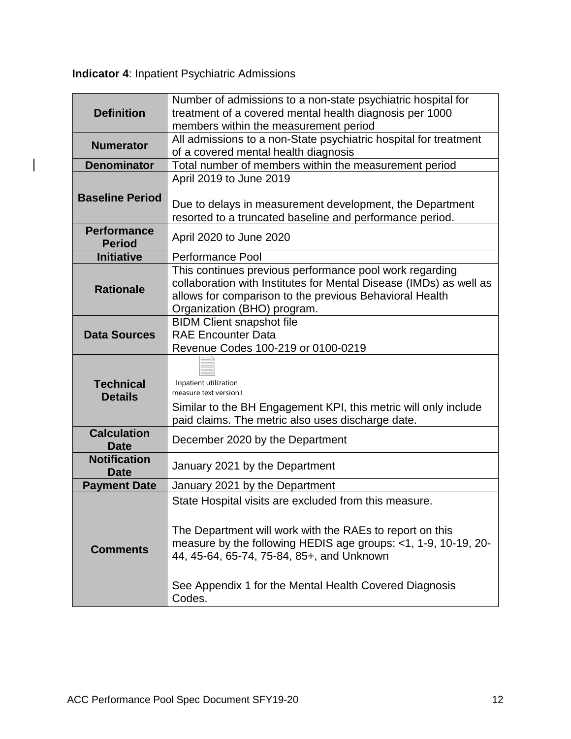**Indicator 4**: Inpatient Psychiatric Admissions

| | |
|---|---|
| **Definition** | Number of admissions to a non-state psychiatric hospital for treatment of a covered mental health diagnosis per 1000 members within the measurement period |
| **Numerator** | All admissions to a non-State psychiatric hospital for treatment of a covered mental health diagnosis |
| **Denominator** | Total number of members within the measurement period |
| **Baseline Period** | April 2019 to June 2019<br><br>Due to delays in measurement development, the Department resorted to a truncated baseline and performance period. |
| **Performance Period** | April 2020 to June 2020 |
| **Initiative** | Performance Pool |
| **Rationale** | This continues previous performance pool work regarding collaboration with Institutes for Mental Disease (IMDs) as well as allows for comparison to the previous Behavioral Health Organization (BHO) program. |
| **Data Sources** | BIDM Client snapshot file<br>RAE Encounter Data<br>Revenue Codes 100-219 or 0100-0219 |
| **Technical Details** | Inpatient utilization measure text version.t<br><br>Similar to the BH Engagement KPI, this metric will only include paid claims. The metric also uses discharge date. |
| **Calculation Date** | December 2020 by the Department |
| **Notification Date** | January 2021 by the Department |
| **Payment Date** | January 2021 by the Department |
| **Comments** | State Hospital visits are excluded from this measure.<br><br>The Department will work with the RAEs to report on this measure by the following HEDIS age groups: <1, 1-9, 10-19, 20-44, 45-64, 65-74, 75-84, 85+, and Unknown<br><br>See Appendix 1 for the Mental Health Covered Diagnosis Codes. |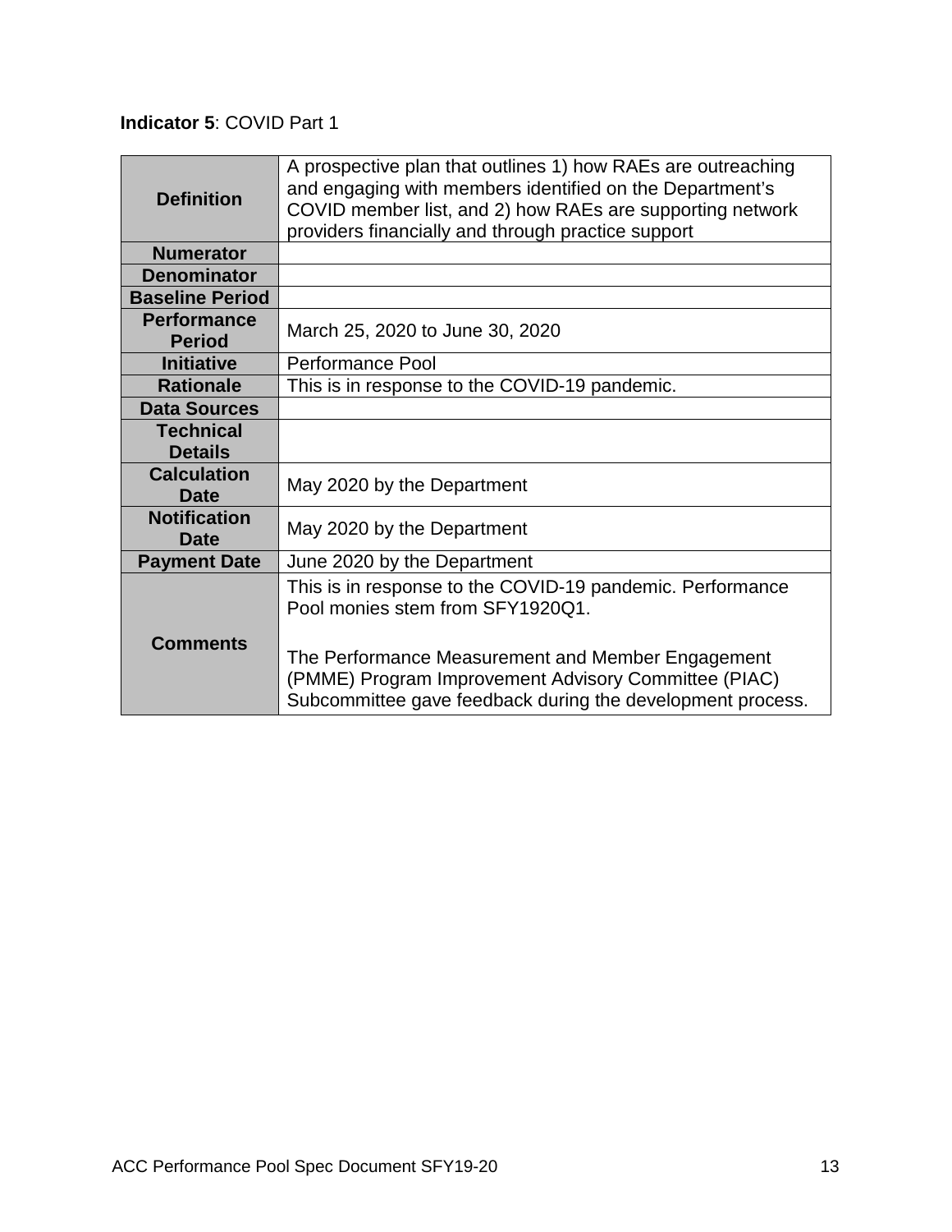**Indicator 5**: COVID Part 1

| | |
|---|---|
| **Definition** | A prospective plan that outlines 1) how RAEs are outreaching and engaging with members identified on the Department's COVID member list, and 2) how RAEs are supporting network providers financially and through practice support |
| **Numerator** | |
| **Denominator** | |
| **Baseline Period** | |
| **Performance Period** | March 25, 2020 to June 30, 2020 |
| **Initiative** | Performance Pool |
| **Rationale** | This is in response to the COVID-19 pandemic. |
| **Data Sources** | |
| **Technical Details** | |
| **Calculation Date** | May 2020 by the Department |
| **Notification Date** | May 2020 by the Department |
| **Payment Date** | June 2020 by the Department |
| **Comments** | This is in response to the COVID-19 pandemic. Performance Pool monies stem from SFY1920Q1.<br><br>The Performance Measurement and Member Engagement (PMME) Program Improvement Advisory Committee (PIAC) Subcommittee gave feedback during the development process. |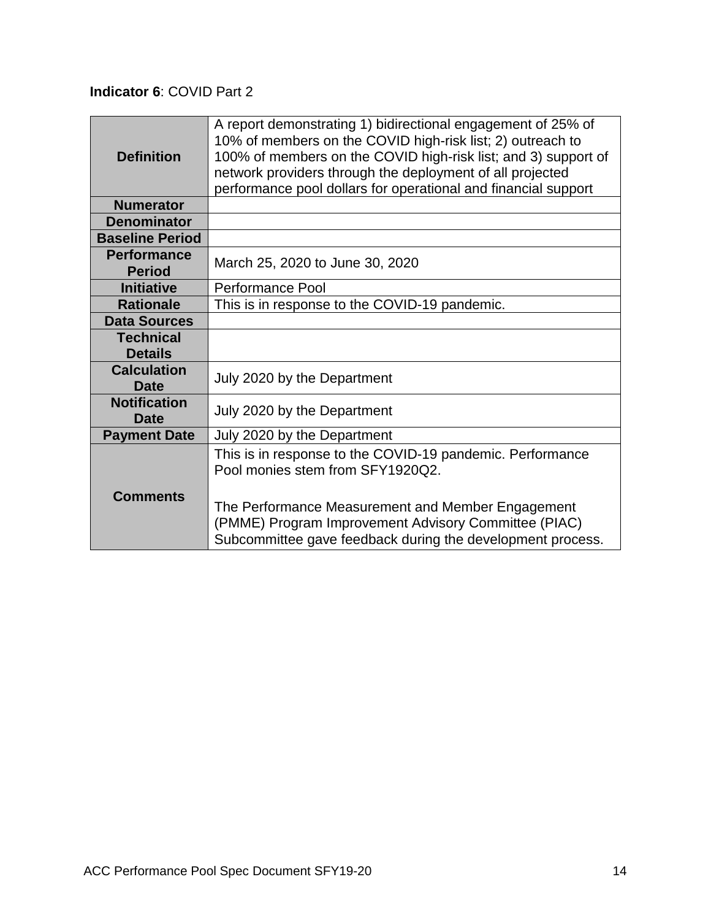**Indicator 6**: COVID Part 2

| | |
|---|---|
| **Definition** | A report demonstrating 1) bidirectional engagement of 25% of 10% of members on the COVID high-risk list; 2) outreach to 100% of members on the COVID high-risk list; and 3) support of network providers through the deployment of all projected performance pool dollars for operational and financial support |
| **Numerator** | |
| **Denominator** | |
| **Baseline Period** | |
| **Performance Period** | March 25, 2020 to June 30, 2020 |
| **Initiative** | Performance Pool |
| **Rationale** | This is in response to the COVID-19 pandemic. |
| **Data Sources** | |
| **Technical Details** | |
| **Calculation Date** | July 2020 by the Department |
| **Notification Date** | July 2020 by the Department |
| **Payment Date** | July 2020 by the Department |
| **Comments** | This is in response to the COVID-19 pandemic. Performance Pool monies stem from SFY1920Q2.<br><br>The Performance Measurement and Member Engagement (PMME) Program Improvement Advisory Committee (PIAC) Subcommittee gave feedback during the development process. |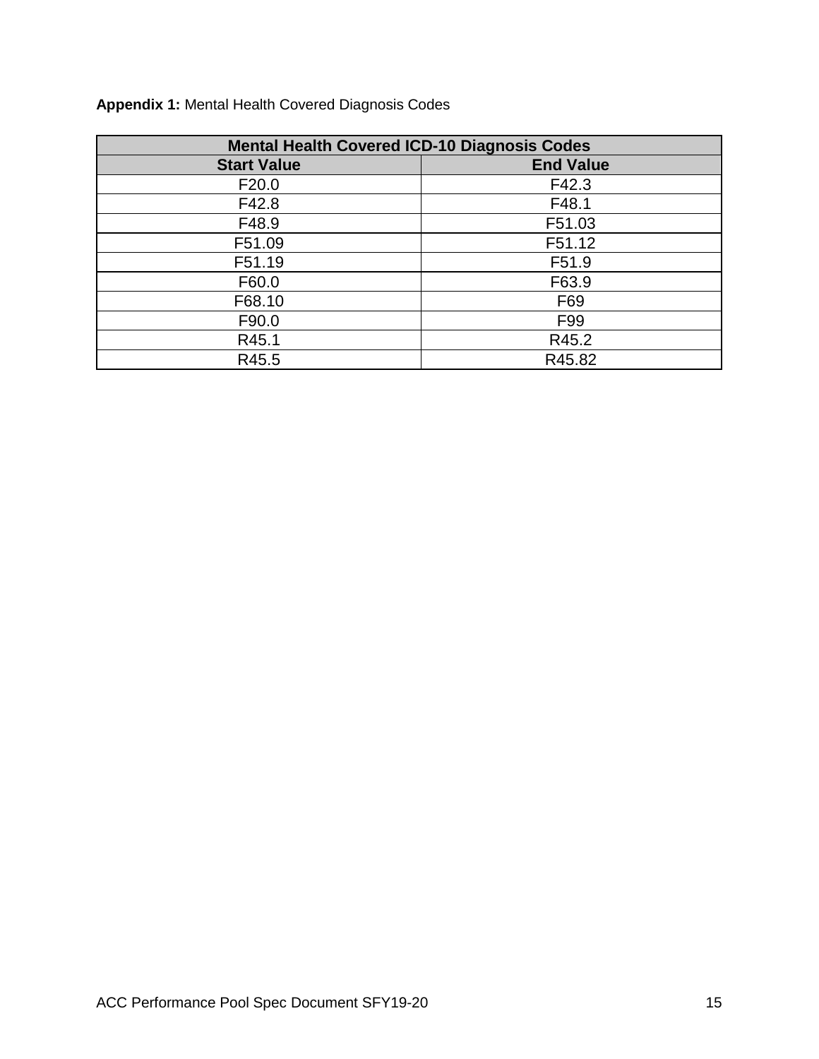**Appendix 1:** Mental Health Covered Diagnosis Codes

| Mental Health Covered ICD-10 Diagnosis Codes | |
|---|---|
| **Start Value** | **End Value** |
| F20.0 | F42.3 |
| F42.8 | F48.1 |
| F48.9 | F51.03 |
| F51.09 | F51.12 |
| F51.19 | F51.9 |
| F60.0 | F63.9 |
| F68.10 | F69 |
| F90.0 | F99 |
| R45.1 | R45.2 |
| R45.5 | R45.82 |